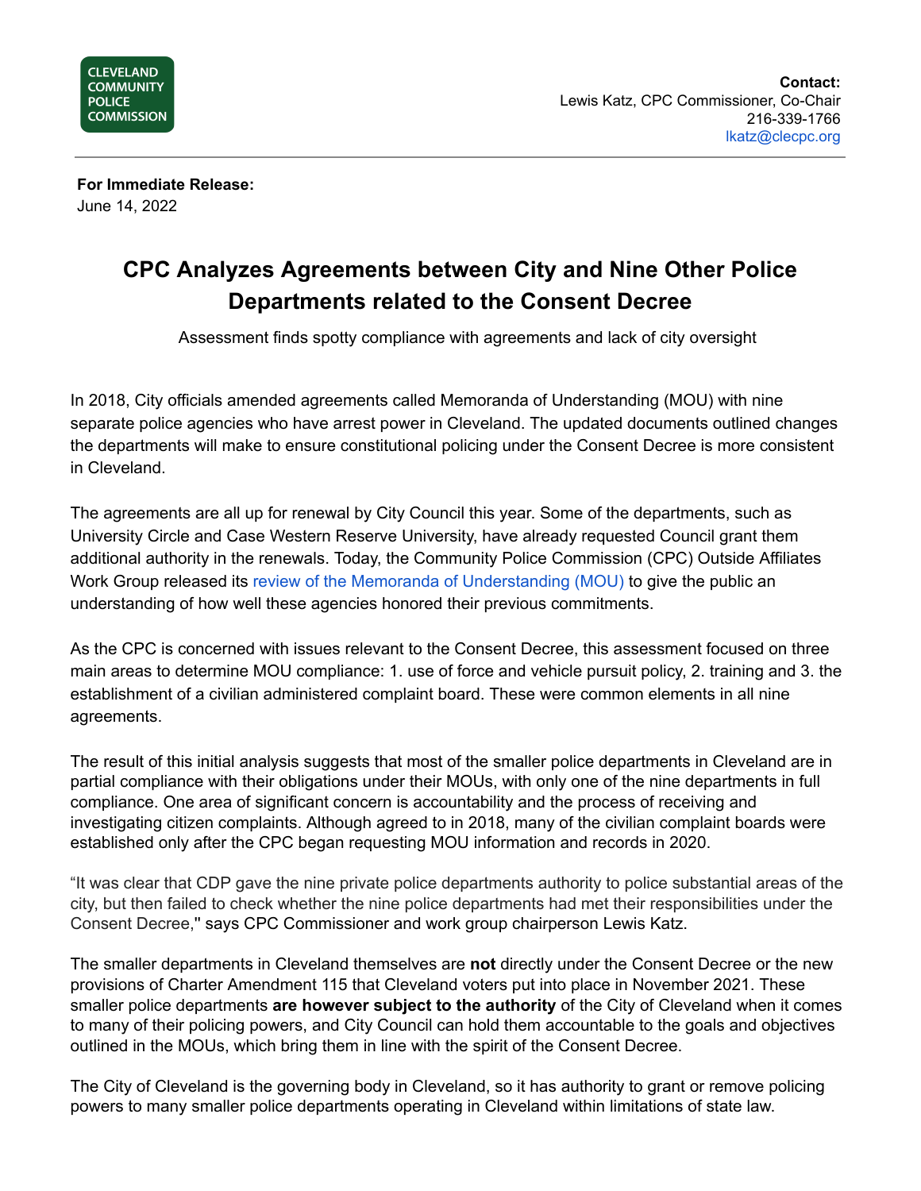CLEVELAND COMMUNITY POLICE COMMISSION

**Contact:**
Lewis Katz, CPC Commissioner, Co-Chair
216-339-1766
lkatz@clecpc.org

**For Immediate Release:**
June 14, 2022

# CPC Analyzes Agreements between City and Nine Other Police Departments related to the Consent Decree

Assessment finds spotty compliance with agreements and lack of city oversight

In 2018, City officials amended agreements called Memoranda of Understanding (MOU) with nine separate police agencies who have arrest power in Cleveland. The updated documents outlined changes the departments will make to ensure constitutional policing under the Consent Decree is more consistent in Cleveland.

The agreements are all up for renewal by City Council this year. Some of the departments, such as University Circle and Case Western Reserve University, have already requested Council grant them additional authority in the renewals. Today, the Community Police Commission (CPC) Outside Affiliates Work Group released its review of the Memoranda of Understanding (MOU) to give the public an understanding of how well these agencies honored their previous commitments.

As the CPC is concerned with issues relevant to the Consent Decree, this assessment focused on three main areas to determine MOU compliance: 1. use of force and vehicle pursuit policy, 2. training and 3. the establishment of a civilian administered complaint board. These were common elements in all nine agreements.

The result of this initial analysis suggests that most of the smaller police departments in Cleveland are in partial compliance with their obligations under their MOUs, with only one of the nine departments in full compliance. One area of significant concern is accountability and the process of receiving and investigating citizen complaints. Although agreed to in 2018, many of the civilian complaint boards were established only after the CPC began requesting MOU information and records in 2020.

"It was clear that CDP gave the nine private police departments authority to police substantial areas of the city, but then failed to check whether the nine police departments had met their responsibilities under the Consent Decree," says CPC Commissioner and work group chairperson Lewis Katz.

The smaller departments in Cleveland themselves are **not** directly under the Consent Decree or the new provisions of Charter Amendment 115 that Cleveland voters put into place in November 2021. These smaller police departments **are however subject to the authority** of the City of Cleveland when it comes to many of their policing powers, and City Council can hold them accountable to the goals and objectives outlined in the MOUs, which bring them in line with the spirit of the Consent Decree.

The City of Cleveland is the governing body in Cleveland, so it has authority to grant or remove policing powers to many smaller police departments operating in Cleveland within limitations of state law.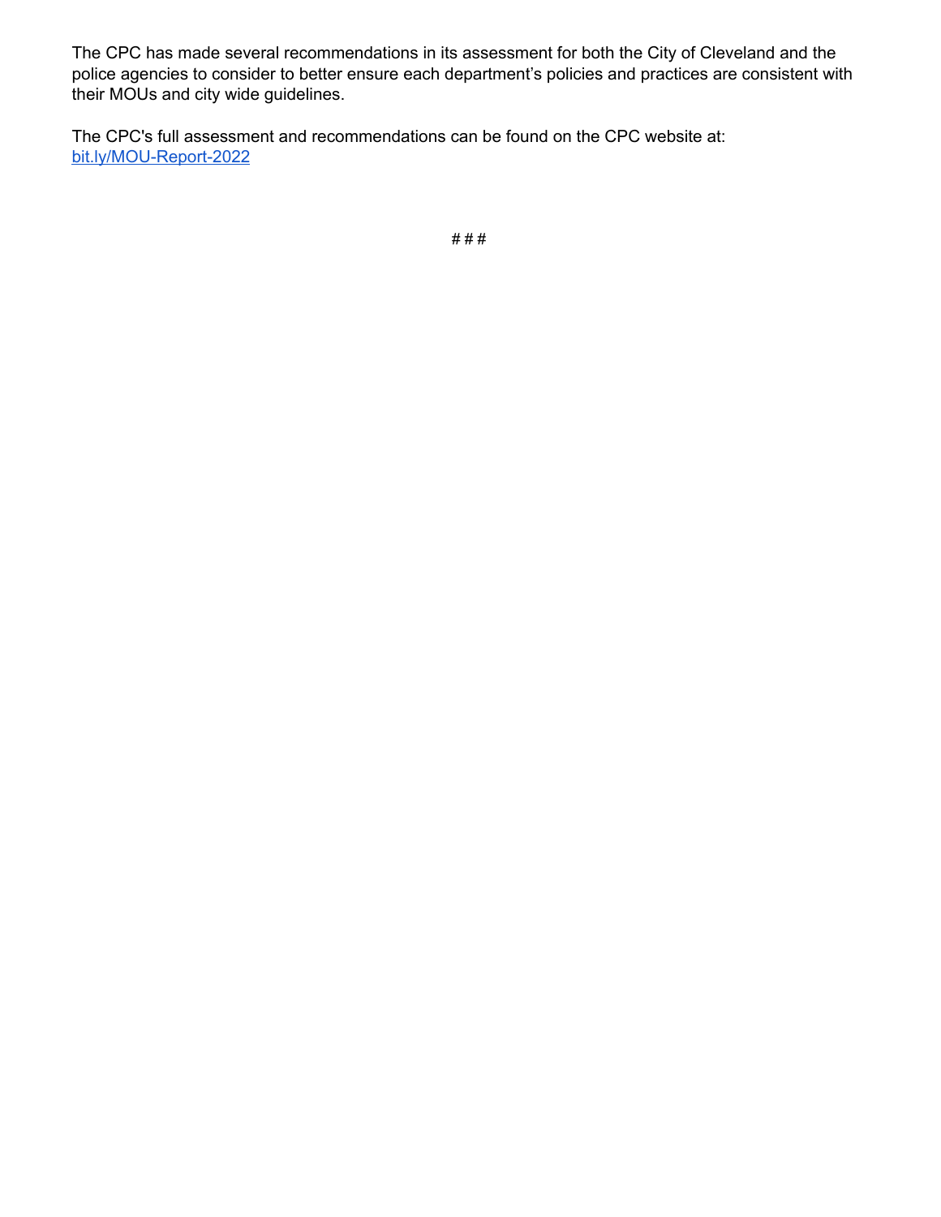The CPC has made several recommendations in its assessment for both the City of Cleveland and the police agencies to consider to better ensure each department's policies and practices are consistent with their MOUs and city wide guidelines.

The CPC's full assessment and recommendations can be found on the CPC website at: [bit.ly/MOU-Report-2022](https://bit.ly/MOU-Report-2022)

# # #